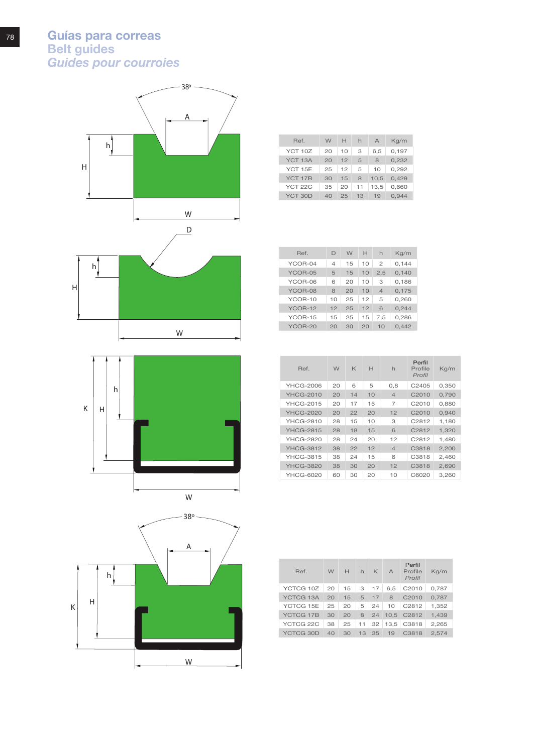# Guías para correas
## Belt guides
### *Guides pour courroies*

| Ref. | W | H | h | A | Kg/m |
|---|---|---|---|---|---|
| YCT 10Z | 20 | 10 | 3 | 6,5 | 0,197 |
| YCT 13A | 20 | 12 | 5 | 8 | 0,232 |
| YCT 15E | 25 | 12 | 5 | 10 | 0,292 |
| YCT 17B | 30 | 15 | 8 | 10,5 | 0,429 |
| YCT 22C | 35 | 20 | 11 | 13,5 | 0,660 |
| YCT 30D | 40 | 25 | 13 | 19 | 0,944 |

| Ref. | D | W | H | h | Kg/m |
|---|---|---|---|---|---|
| YCOR-04 | 4 | 15 | 10 | 2 | 0,144 |
| YCOR-05 | 5 | 15 | 10 | 2,5 | 0,140 |
| YCOR-06 | 6 | 20 | 10 | 3 | 0,186 |
| YCOR-08 | 8 | 20 | 10 | 4 | 0,175 |
| YCOR-10 | 10 | 25 | 12 | 5 | 0,260 |
| YCOR-12 | 12 | 25 | 12 | 6 | 0,244 |
| YCOR-15 | 15 | 25 | 15 | 7,5 | 0,286 |
| YCOR-20 | 20 | 30 | 20 | 10 | 0,442 |

| Ref. | W | K | H | h | Perfil Profile *Profil* | Kg/m |
|---|---|---|---|---|---|---|
| YHCG-2006 | 20 | 6 | 5 | 0,8 | C2405 | 0,350 |
| YHCG-2010 | 20 | 14 | 10 | 4 | C2010 | 0,790 |
| YHCG-2015 | 20 | 17 | 15 | 7 | C2010 | 0,880 |
| YHCG-2020 | 20 | 22 | 20 | 12 | C2010 | 0,940 |
| YHCG-2810 | 28 | 15 | 10 | 3 | C2812 | 1,180 |
| YHCG-2815 | 28 | 18 | 15 | 6 | C2812 | 1,320 |
| YHCG-2820 | 28 | 24 | 20 | 12 | C2812 | 1,480 |
| YHCG-3812 | 38 | 22 | 12 | 4 | C3818 | 2,200 |
| YHCG-3815 | 38 | 24 | 15 | 6 | C3818 | 2,460 |
| YHCG-3820 | 38 | 30 | 20 | 12 | C3818 | 2,690 |
| YHCG-6020 | 60 | 30 | 20 | 10 | C6020 | 3,260 |

| Ref. | W | H | h | K | A | Perfil Profile *Profil* | Kg/m |
|---|---|---|---|---|---|---|---|
| YCTCG 10Z | 20 | 15 | 3 | 17 | 6,5 | C2010 | 0,787 |
| YCTCG 13A | 20 | 15 | 5 | 17 | 8 | C2010 | 0,787 |
| YCTCG 15E | 25 | 20 | 5 | 24 | 10 | C2812 | 1,352 |
| YCTCG 17B | 30 | 20 | 8 | 24 | 10,5 | C2812 | 1,439 |
| YCTCG 22C | 38 | 25 | 11 | 32 | 13,5 | C3818 | 2,265 |
| YCTCG 30D | 40 | 30 | 13 | 35 | 19 | C3818 | 2,574 |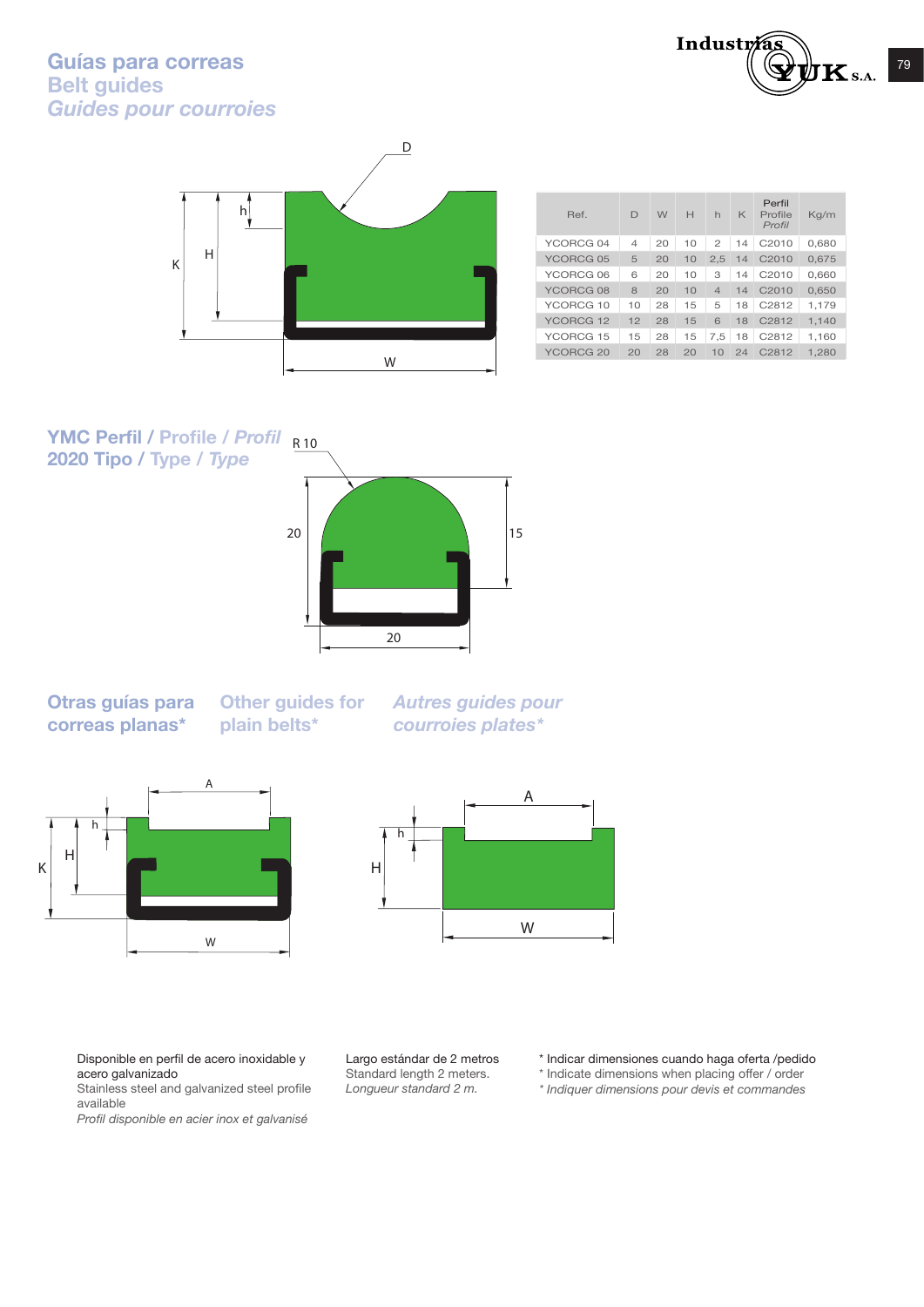# Guías para correas
## Belt guides
## *Guides pour courroies*

D

h

H

K

W

| Ref. | D | W | H | h | K | Perfil Profile *Profil* | Kg/m |
|---|---|---|---|---|---|---|---|
| YCORCG 04 | 4 | 20 | 10 | 2 | 14 | C2010 | 0,680 |
| YCORCG 05 | 5 | 20 | 10 | 2,5 | 14 | C2010 | 0,675 |
| YCORCG 06 | 6 | 20 | 10 | 3 | 14 | C2010 | 0,660 |
| YCORCG 08 | 8 | 20 | 10 | 4 | 14 | C2010 | 0,650 |
| YCORCG 10 | 10 | 28 | 15 | 5 | 18 | C2812 | 1,179 |
| YCORCG 12 | 12 | 28 | 15 | 6 | 18 | C2812 | 1,140 |
| YCORCG 15 | 15 | 28 | 15 | 7,5 | 18 | C2812 | 1,160 |
| YCORCG 20 | 20 | 28 | 20 | 10 | 24 | C2812 | 1,280 |

## YMC Perfil / Profile / *Profil*
## 2020 Tipo / Type / *Type*

R 10

20

15

20

## Otras guías para correas planas* / Other guides for plain belts* / *Autres guides pour courroies plates**

A

h

H

K

W

A

h

H

W

Disponible en perfil de acero inoxidable y acero galvanizado
Stainless steel and galvanized steel profile available
*Profil disponible en acier inox et galvanisé*

Largo estándar de 2 metros
Standard length 2 meters.
*Longueur standard 2 m.*

* Indicar dimensiones cuando haga oferta /pedido
* Indicate dimensions when placing offer / order
* *Indiquer dimensions pour devis et commandes*